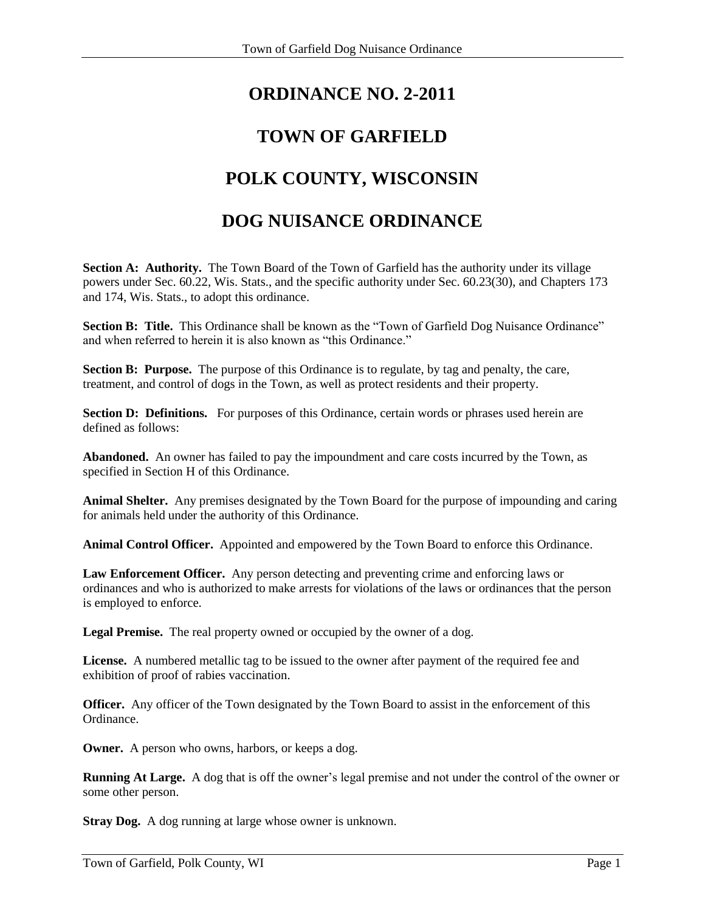# ORDINANCE NO. 2-2011

# TOWN OF GARFIELD

# POLK COUNTY, WISCONSIN

# DOG NUISANCE ORDINANCE

**Section A: Authority.** The Town Board of the Town of Garfield has the authority under its village powers under Sec. 60.22, Wis. Stats., and the specific authority under Sec. 60.23(30), and Chapters 173 and 174, Wis. Stats., to adopt this ordinance.

**Section B: Title.** This Ordinance shall be known as the "Town of Garfield Dog Nuisance Ordinance" and when referred to herein it is also known as "this Ordinance."

**Section B: Purpose.** The purpose of this Ordinance is to regulate, by tag and penalty, the care, treatment, and control of dogs in the Town, as well as protect residents and their property.

**Section D: Definitions.** For purposes of this Ordinance, certain words or phrases used herein are defined as follows:

**Abandoned.** An owner has failed to pay the impoundment and care costs incurred by the Town, as specified in Section H of this Ordinance.

**Animal Shelter.** Any premises designated by the Town Board for the purpose of impounding and caring for animals held under the authority of this Ordinance.

**Animal Control Officer.** Appointed and empowered by the Town Board to enforce this Ordinance.

**Law Enforcement Officer.** Any person detecting and preventing crime and enforcing laws or ordinances and who is authorized to make arrests for violations of the laws or ordinances that the person is employed to enforce.

**Legal Premise.** The real property owned or occupied by the owner of a dog.

**License.** A numbered metallic tag to be issued to the owner after payment of the required fee and exhibition of proof of rabies vaccination.

**Officer.** Any officer of the Town designated by the Town Board to assist in the enforcement of this Ordinance.

**Owner.** A person who owns, harbors, or keeps a dog.

**Running At Large.** A dog that is off the owner's legal premise and not under the control of the owner or some other person.

**Stray Dog.** A dog running at large whose owner is unknown.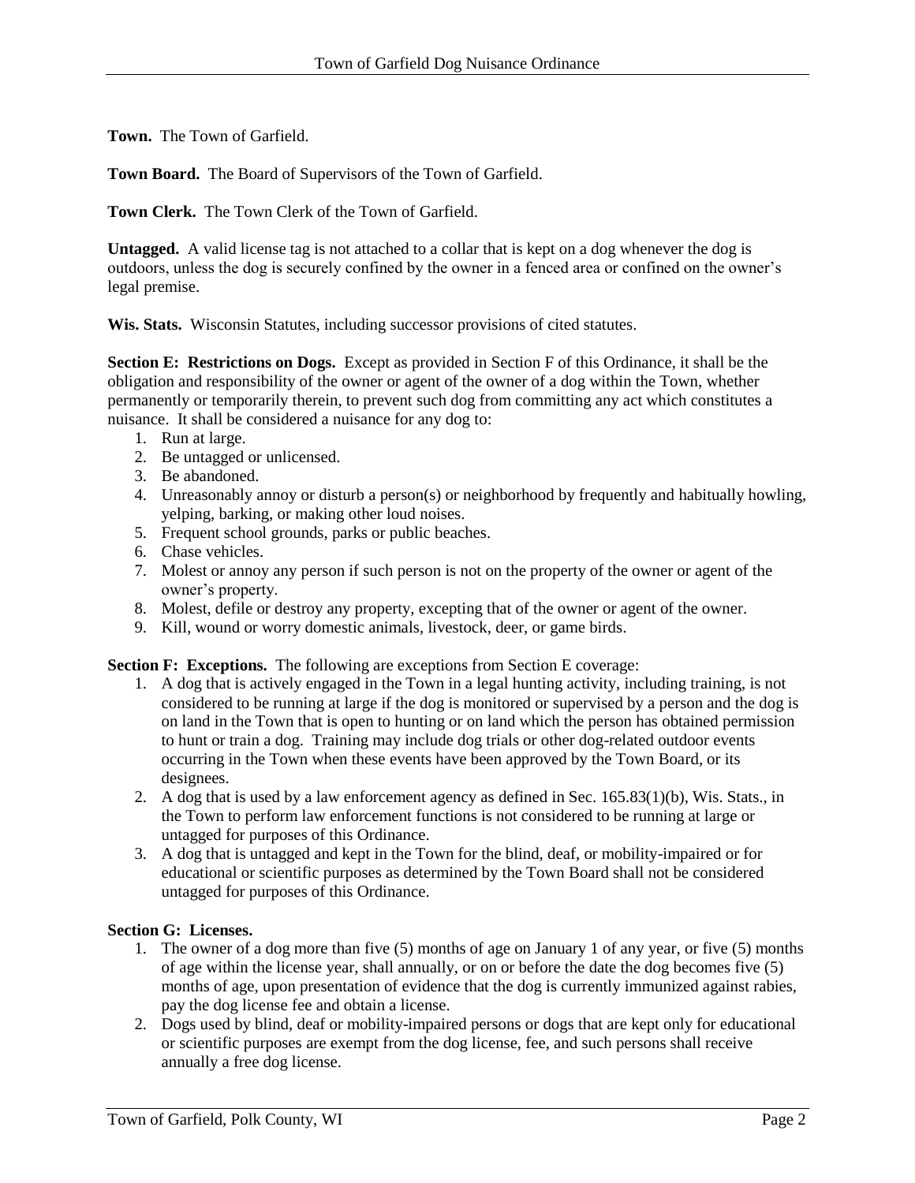**Town.** The Town of Garfield.

**Town Board.** The Board of Supervisors of the Town of Garfield.

**Town Clerk.** The Town Clerk of the Town of Garfield.

**Untagged.** A valid license tag is not attached to a collar that is kept on a dog whenever the dog is outdoors, unless the dog is securely confined by the owner in a fenced area or confined on the owner's legal premise.

**Wis. Stats.** Wisconsin Statutes, including successor provisions of cited statutes.

**Section E: Restrictions on Dogs.** Except as provided in Section F of this Ordinance, it shall be the obligation and responsibility of the owner or agent of the owner of a dog within the Town, whether permanently or temporarily therein, to prevent such dog from committing any act which constitutes a nuisance. It shall be considered a nuisance for any dog to:

1. Run at large.
2. Be untagged or unlicensed.
3. Be abandoned.
4. Unreasonably annoy or disturb a person(s) or neighborhood by frequently and habitually howling, yelping, barking, or making other loud noises.
5. Frequent school grounds, parks or public beaches.
6. Chase vehicles.
7. Molest or annoy any person if such person is not on the property of the owner or agent of the owner's property.
8. Molest, defile or destroy any property, excepting that of the owner or agent of the owner.
9. Kill, wound or worry domestic animals, livestock, deer, or game birds.

**Section F: Exceptions.** The following are exceptions from Section E coverage:

1. A dog that is actively engaged in the Town in a legal hunting activity, including training, is not considered to be running at large if the dog is monitored or supervised by a person and the dog is on land in the Town that is open to hunting or on land which the person has obtained permission to hunt or train a dog. Training may include dog trials or other dog-related outdoor events occurring in the Town when these events have been approved by the Town Board, or its designees.
2. A dog that is used by a law enforcement agency as defined in Sec. 165.83(1)(b), Wis. Stats., in the Town to perform law enforcement functions is not considered to be running at large or untagged for purposes of this Ordinance.
3. A dog that is untagged and kept in the Town for the blind, deaf, or mobility-impaired or for educational or scientific purposes as determined by the Town Board shall not be considered untagged for purposes of this Ordinance.

**Section G: Licenses.**

1. The owner of a dog more than five (5) months of age on January 1 of any year, or five (5) months of age within the license year, shall annually, or on or before the date the dog becomes five (5) months of age, upon presentation of evidence that the dog is currently immunized against rabies, pay the dog license fee and obtain a license.
2. Dogs used by blind, deaf or mobility-impaired persons or dogs that are kept only for educational or scientific purposes are exempt from the dog license, fee, and such persons shall receive annually a free dog license.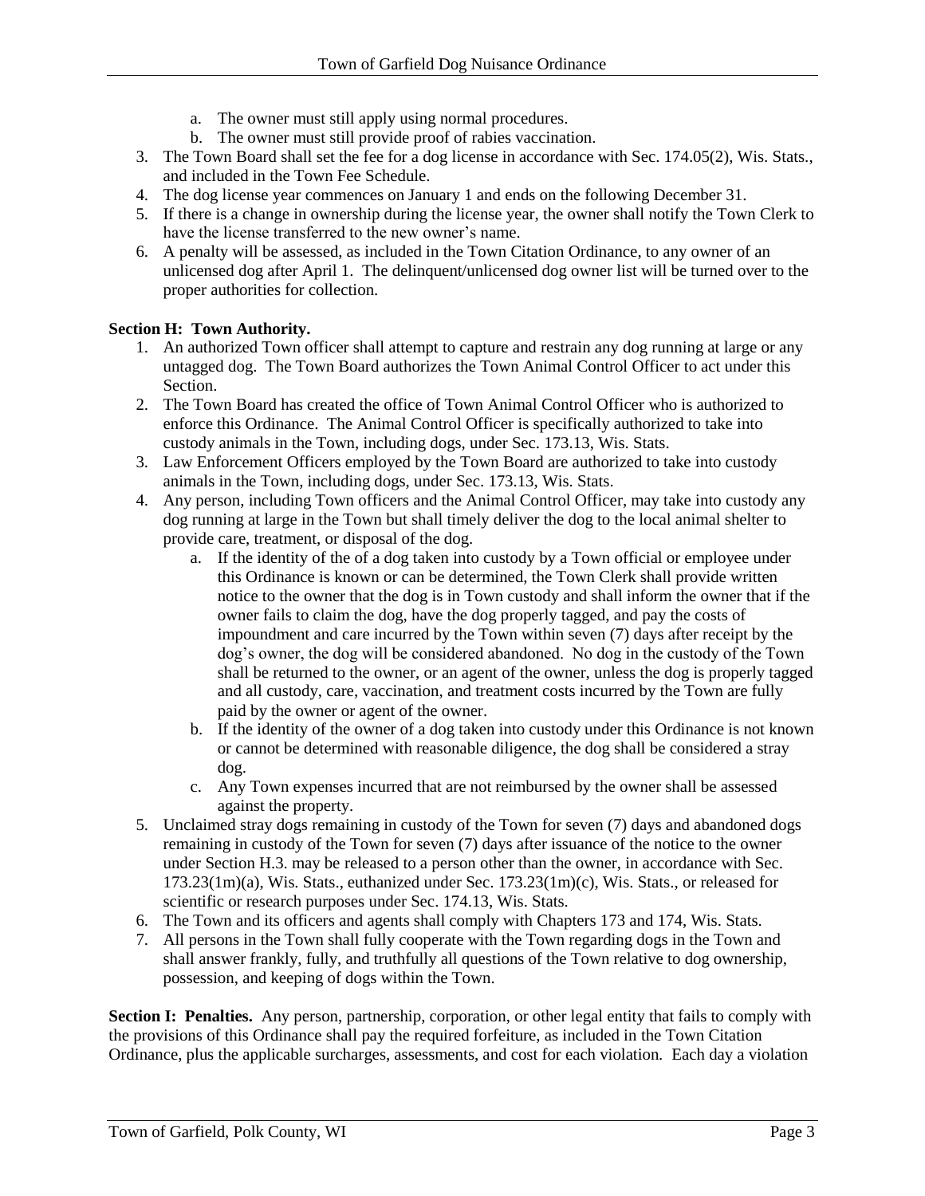a. The owner must still apply using normal procedures.
   b. The owner must still provide proof of rabies vaccination.
3. The Town Board shall set the fee for a dog license in accordance with Sec. 174.05(2), Wis. Stats., and included in the Town Fee Schedule.
4. The dog license year commences on January 1 and ends on the following December 31.
5. If there is a change in ownership during the license year, the owner shall notify the Town Clerk to have the license transferred to the new owner's name.
6. A penalty will be assessed, as included in the Town Citation Ordinance, to any owner of an unlicensed dog after April 1. The delinquent/unlicensed dog owner list will be turned over to the proper authorities for collection.

**Section H: Town Authority.**

1. An authorized Town officer shall attempt to capture and restrain any dog running at large or any untagged dog. The Town Board authorizes the Town Animal Control Officer to act under this Section.
2. The Town Board has created the office of Town Animal Control Officer who is authorized to enforce this Ordinance. The Animal Control Officer is specifically authorized to take into custody animals in the Town, including dogs, under Sec. 173.13, Wis. Stats.
3. Law Enforcement Officers employed by the Town Board are authorized to take into custody animals in the Town, including dogs, under Sec. 173.13, Wis. Stats.
4. Any person, including Town officers and the Animal Control Officer, may take into custody any dog running at large in the Town but shall timely deliver the dog to the local animal shelter to provide care, treatment, or disposal of the dog.
   a. If the identity of the of a dog taken into custody by a Town official or employee under this Ordinance is known or can be determined, the Town Clerk shall provide written notice to the owner that the dog is in Town custody and shall inform the owner that if the owner fails to claim the dog, have the dog properly tagged, and pay the costs of impoundment and care incurred by the Town within seven (7) days after receipt by the dog's owner, the dog will be considered abandoned. No dog in the custody of the Town shall be returned to the owner, or an agent of the owner, unless the dog is properly tagged and all custody, care, vaccination, and treatment costs incurred by the Town are fully paid by the owner or agent of the owner.
   b. If the identity of the owner of a dog taken into custody under this Ordinance is not known or cannot be determined with reasonable diligence, the dog shall be considered a stray dog.
   c. Any Town expenses incurred that are not reimbursed by the owner shall be assessed against the property.
5. Unclaimed stray dogs remaining in custody of the Town for seven (7) days and abandoned dogs remaining in custody of the Town for seven (7) days after issuance of the notice to the owner under Section H.3. may be released to a person other than the owner, in accordance with Sec. 173.23(1m)(a), Wis. Stats., euthanized under Sec. 173.23(1m)(c), Wis. Stats., or released for scientific or research purposes under Sec. 174.13, Wis. Stats.
6. The Town and its officers and agents shall comply with Chapters 173 and 174, Wis. Stats.
7. All persons in the Town shall fully cooperate with the Town regarding dogs in the Town and shall answer frankly, fully, and truthfully all questions of the Town relative to dog ownership, possession, and keeping of dogs within the Town.

**Section I: Penalties.** Any person, partnership, corporation, or other legal entity that fails to comply with the provisions of this Ordinance shall pay the required forfeiture, as included in the Town Citation Ordinance, plus the applicable surcharges, assessments, and cost for each violation. Each day a violation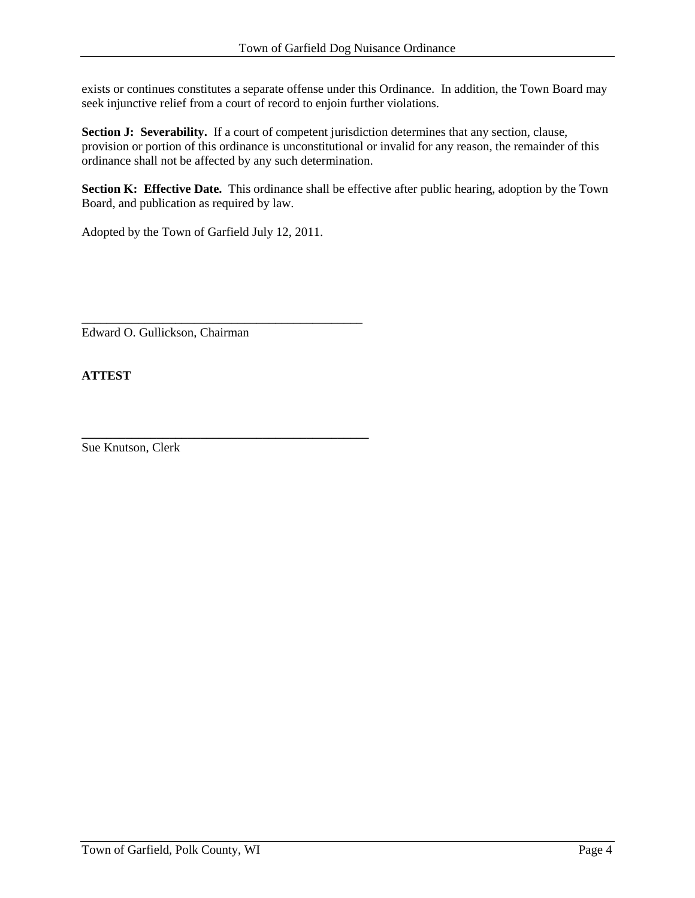exists or continues constitutes a separate offense under this Ordinance. In addition, the Town Board may seek injunctive relief from a court of record to enjoin further violations.

**Section J: Severability.** If a court of competent jurisdiction determines that any section, clause, provision or portion of this ordinance is unconstitutional or invalid for any reason, the remainder of this ordinance shall not be affected by any such determination.

**Section K: Effective Date.** This ordinance shall be effective after public hearing, adoption by the Town Board, and publication as required by law.

Adopted by the Town of Garfield July 12, 2011.

\_\_\_\_\_\_\_\_\_\_\_\_\_\_\_\_\_\_\_\_\_\_\_\_\_\_\_\_\_\_\_\_\_\_\_\_\_\_\_\_\_\_\_\_\_\_

Edward O. Gullickson, Chairman

**ATTEST**

\_\_\_\_\_\_\_\_\_\_\_\_\_\_\_\_\_\_\_\_\_\_\_\_\_\_\_\_\_\_\_\_\_\_\_\_\_\_\_\_\_\_\_\_\_\_

Sue Knutson, Clerk